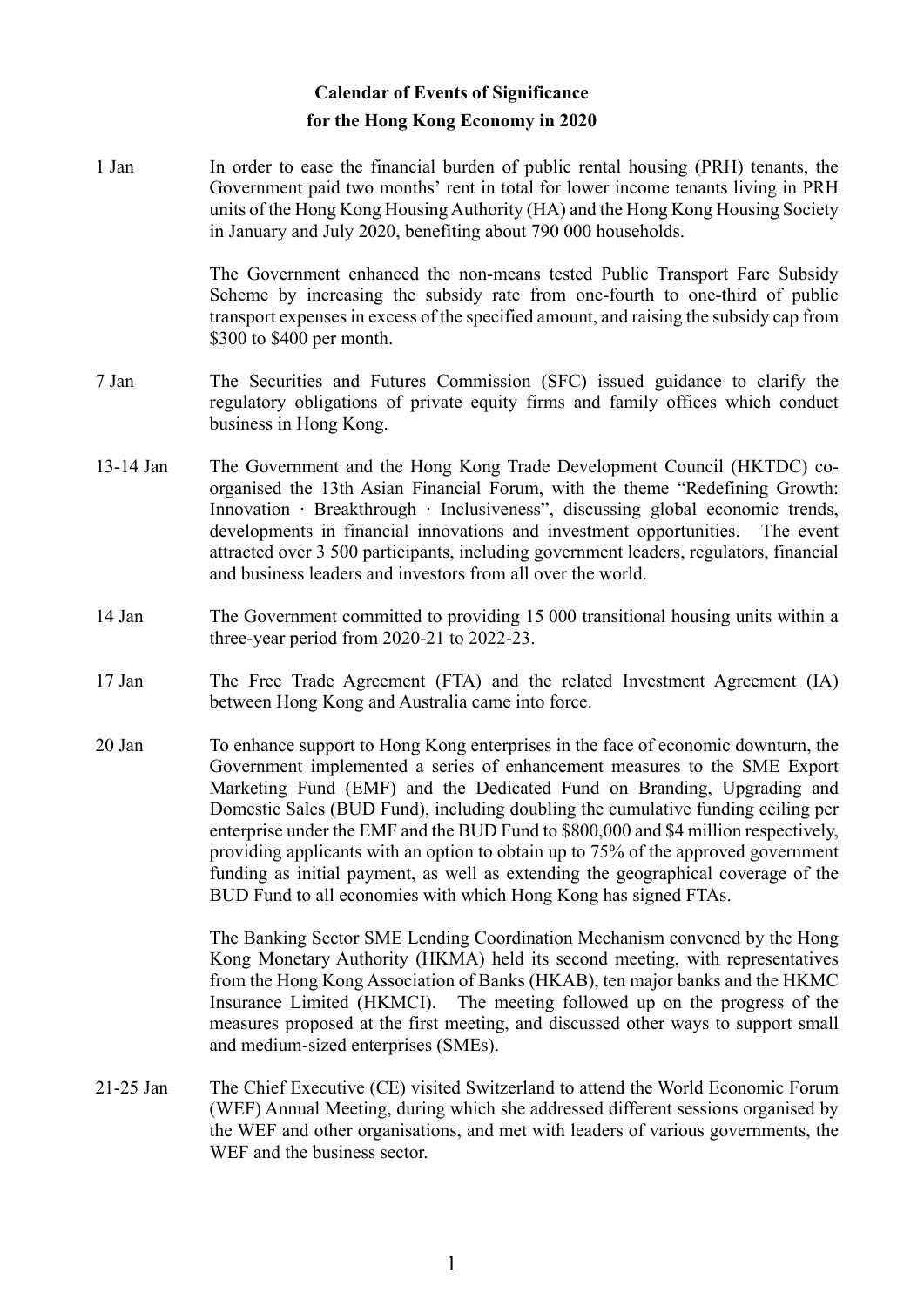# Calendar of Events of Significance for the Hong Kong Economy in 2020

**1 Jan**

In order to ease the financial burden of public rental housing (PRH) tenants, the Government paid two months' rent in total for lower income tenants living in PRH units of the Hong Kong Housing Authority (HA) and the Hong Kong Housing Society in January and July 2020, benefiting about 790 000 households.

The Government enhanced the non-means tested Public Transport Fare Subsidy Scheme by increasing the subsidy rate from one-fourth to one-third of public transport expenses in excess of the specified amount, and raising the subsidy cap from $300 to $400 per month.

**7 Jan**

The Securities and Futures Commission (SFC) issued guidance to clarify the regulatory obligations of private equity firms and family offices which conduct business in Hong Kong.

**13-14 Jan**

The Government and the Hong Kong Trade Development Council (HKTDC) co-organised the 13th Asian Financial Forum, with the theme "Redefining Growth: Innovation · Breakthrough · Inclusiveness", discussing global economic trends, developments in financial innovations and investment opportunities. The event attracted over 3 500 participants, including government leaders, regulators, financial and business leaders and investors from all over the world.

**14 Jan**

The Government committed to providing 15 000 transitional housing units within a three-year period from 2020-21 to 2022-23.

**17 Jan**

The Free Trade Agreement (FTA) and the related Investment Agreement (IA) between Hong Kong and Australia came into force.

**20 Jan**

To enhance support to Hong Kong enterprises in the face of economic downturn, the Government implemented a series of enhancement measures to the SME Export Marketing Fund (EMF) and the Dedicated Fund on Branding, Upgrading and Domestic Sales (BUD Fund), including doubling the cumulative funding ceiling per enterprise under the EMF and the BUD Fund to $800,000 and $4 million respectively, providing applicants with an option to obtain up to 75% of the approved government funding as initial payment, as well as extending the geographical coverage of the BUD Fund to all economies with which Hong Kong has signed FTAs.

The Banking Sector SME Lending Coordination Mechanism convened by the Hong Kong Monetary Authority (HKMA) held its second meeting, with representatives from the Hong Kong Association of Banks (HKAB), ten major banks and the HKMC Insurance Limited (HKMCI). The meeting followed up on the progress of the measures proposed at the first meeting, and discussed other ways to support small and medium-sized enterprises (SMEs).

**21-25 Jan**

The Chief Executive (CE) visited Switzerland to attend the World Economic Forum (WEF) Annual Meeting, during which she addressed different sessions organised by the WEF and other organisations, and met with leaders of various governments, the WEF and the business sector.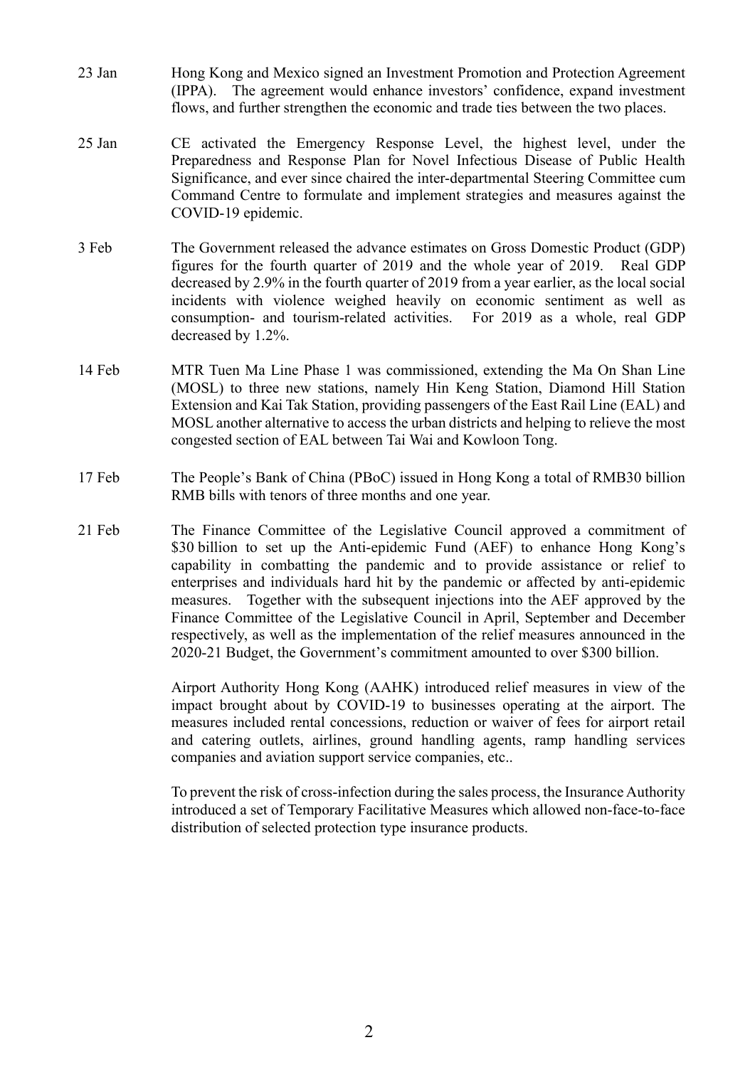| | |
|---|---|
| 23 Jan | Hong Kong and Mexico signed an Investment Promotion and Protection Agreement (IPPA). The agreement would enhance investors' confidence, expand investment flows, and further strengthen the economic and trade ties between the two places. |
| 25 Jan | CE activated the Emergency Response Level, the highest level, under the Preparedness and Response Plan for Novel Infectious Disease of Public Health Significance, and ever since chaired the inter-departmental Steering Committee cum Command Centre to formulate and implement strategies and measures against the COVID-19 epidemic. |
| 3 Feb | The Government released the advance estimates on Gross Domestic Product (GDP) figures for the fourth quarter of 2019 and the whole year of 2019. Real GDP decreased by 2.9% in the fourth quarter of 2019 from a year earlier, as the local social incidents with violence weighed heavily on economic sentiment as well as consumption- and tourism-related activities. For 2019 as a whole, real GDP decreased by 1.2%. |
| 14 Feb | MTR Tuen Ma Line Phase 1 was commissioned, extending the Ma On Shan Line (MOSL) to three new stations, namely Hin Keng Station, Diamond Hill Station Extension and Kai Tak Station, providing passengers of the East Rail Line (EAL) and MOSL another alternative to access the urban districts and helping to relieve the most congested section of EAL between Tai Wai and Kowloon Tong. |
| 17 Feb | The People's Bank of China (PBoC) issued in Hong Kong a total of RMB30 billion RMB bills with tenors of three months and one year. |
| 21 Feb | The Finance Committee of the Legislative Council approved a commitment of \$30 billion to set up the Anti-epidemic Fund (AEF) to enhance Hong Kong's capability in combatting the pandemic and to provide assistance or relief to enterprises and individuals hard hit by the pandemic or affected by anti-epidemic measures. Together with the subsequent injections into the AEF approved by the Finance Committee of the Legislative Council in April, September and December respectively, as well as the implementation of the relief measures announced in the 2020-21 Budget, the Government's commitment amounted to over \$300 billion. |
| | Airport Authority Hong Kong (AAHK) introduced relief measures in view of the impact brought about by COVID-19 to businesses operating at the airport. The measures included rental concessions, reduction or waiver of fees for airport retail and catering outlets, airlines, ground handling agents, ramp handling services companies and aviation support service companies, etc.. |
| | To prevent the risk of cross-infection during the sales process, the Insurance Authority introduced a set of Temporary Facilitative Measures which allowed non-face-to-face distribution of selected protection type insurance products. |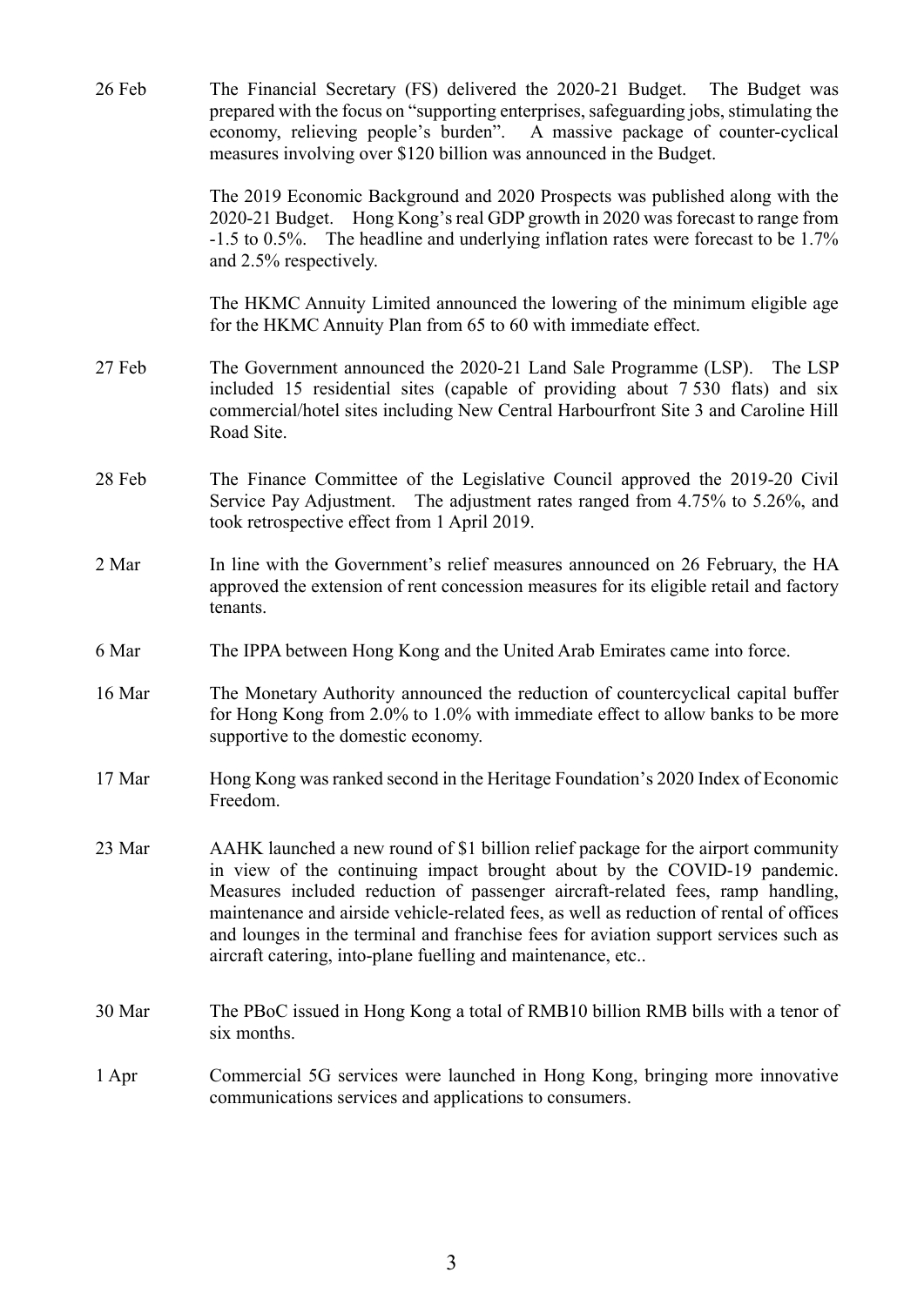26 Feb The Financial Secretary (FS) delivered the 2020-21 Budget. The Budget was prepared with the focus on "supporting enterprises, safeguarding jobs, stimulating the economy, relieving people's burden". A massive package of counter-cyclical measures involving over $120 billion was announced in the Budget.

The 2019 Economic Background and 2020 Prospects was published along with the 2020-21 Budget. Hong Kong's real GDP growth in 2020 was forecast to range from -1.5 to 0.5%. The headline and underlying inflation rates were forecast to be 1.7% and 2.5% respectively.

The HKMC Annuity Limited announced the lowering of the minimum eligible age for the HKMC Annuity Plan from 65 to 60 with immediate effect.

27 Feb The Government announced the 2020-21 Land Sale Programme (LSP). The LSP included 15 residential sites (capable of providing about 7 530 flats) and six commercial/hotel sites including New Central Harbourfront Site 3 and Caroline Hill Road Site.

28 Feb The Finance Committee of the Legislative Council approved the 2019-20 Civil Service Pay Adjustment. The adjustment rates ranged from 4.75% to 5.26%, and took retrospective effect from 1 April 2019.

2 Mar In line with the Government's relief measures announced on 26 February, the HA approved the extension of rent concession measures for its eligible retail and factory tenants.

6 Mar The IPPA between Hong Kong and the United Arab Emirates came into force.

16 Mar The Monetary Authority announced the reduction of countercyclical capital buffer for Hong Kong from 2.0% to 1.0% with immediate effect to allow banks to be more supportive to the domestic economy.

17 Mar Hong Kong was ranked second in the Heritage Foundation's 2020 Index of Economic Freedom.

23 Mar AAHK launched a new round of $1 billion relief package for the airport community in view of the continuing impact brought about by the COVID-19 pandemic. Measures included reduction of passenger aircraft-related fees, ramp handling, maintenance and airside vehicle-related fees, as well as reduction of rental of offices and lounges in the terminal and franchise fees for aviation support services such as aircraft catering, into-plane fuelling and maintenance, etc..

30 Mar The PBoC issued in Hong Kong a total of RMB10 billion RMB bills with a tenor of six months.

1 Apr Commercial 5G services were launched in Hong Kong, bringing more innovative communications services and applications to consumers.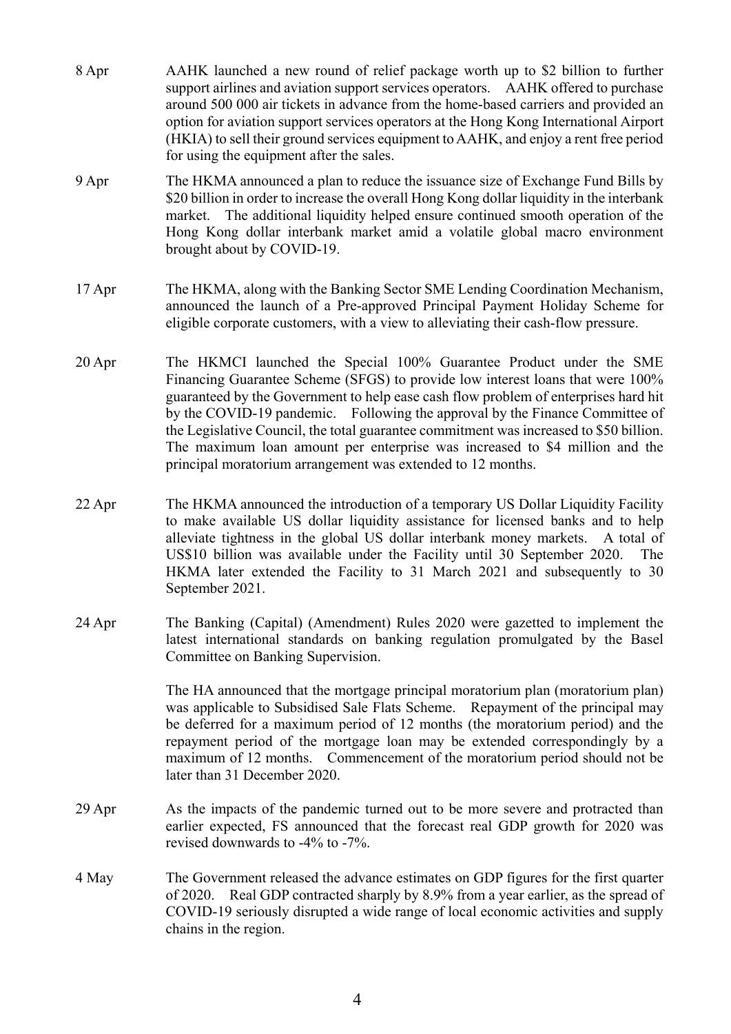| | |
|---|---|
| 8 Apr | AAHK launched a new round of relief package worth up to $2 billion to further support airlines and aviation support services operators. AAHK offered to purchase around 500 000 air tickets in advance from the home-based carriers and provided an option for aviation support services operators at the Hong Kong International Airport (HKIA) to sell their ground services equipment to AAHK, and enjoy a rent free period for using the equipment after the sales. |
| 9 Apr | The HKMA announced a plan to reduce the issuance size of Exchange Fund Bills by $20 billion in order to increase the overall Hong Kong dollar liquidity in the interbank market. The additional liquidity helped ensure continued smooth operation of the Hong Kong dollar interbank market amid a volatile global macro environment brought about by COVID-19. |
| 17 Apr | The HKMA, along with the Banking Sector SME Lending Coordination Mechanism, announced the launch of a Pre-approved Principal Payment Holiday Scheme for eligible corporate customers, with a view to alleviating their cash-flow pressure. |
| 20 Apr | The HKMCI launched the Special 100% Guarantee Product under the SME Financing Guarantee Scheme (SFGS) to provide low interest loans that were 100% guaranteed by the Government to help ease cash flow problem of enterprises hard hit by the COVID-19 pandemic. Following the approval by the Finance Committee of the Legislative Council, the total guarantee commitment was increased to $50 billion. The maximum loan amount per enterprise was increased to $4 million and the principal moratorium arrangement was extended to 12 months. |
| 22 Apr | The HKMA announced the introduction of a temporary US Dollar Liquidity Facility to make available US dollar liquidity assistance for licensed banks and to help alleviate tightness in the global US dollar interbank money markets. A total of US$10 billion was available under the Facility until 30 September 2020. The HKMA later extended the Facility to 31 March 2021 and subsequently to 30 September 2021. |
| 24 Apr | The Banking (Capital) (Amendment) Rules 2020 were gazetted to implement the latest international standards on banking regulation promulgated by the Basel Committee on Banking Supervision. |
| | The HA announced that the mortgage principal moratorium plan (moratorium plan) was applicable to Subsidised Sale Flats Scheme. Repayment of the principal may be deferred for a maximum period of 12 months (the moratorium period) and the repayment period of the mortgage loan may be extended correspondingly by a maximum of 12 months. Commencement of the moratorium period should not be later than 31 December 2020. |
| 29 Apr | As the impacts of the pandemic turned out to be more severe and protracted than earlier expected, FS announced that the forecast real GDP growth for 2020 was revised downwards to -4% to -7%. |
| 4 May | The Government released the advance estimates on GDP figures for the first quarter of 2020. Real GDP contracted sharply by 8.9% from a year earlier, as the spread of COVID-19 seriously disrupted a wide range of local economic activities and supply chains in the region. |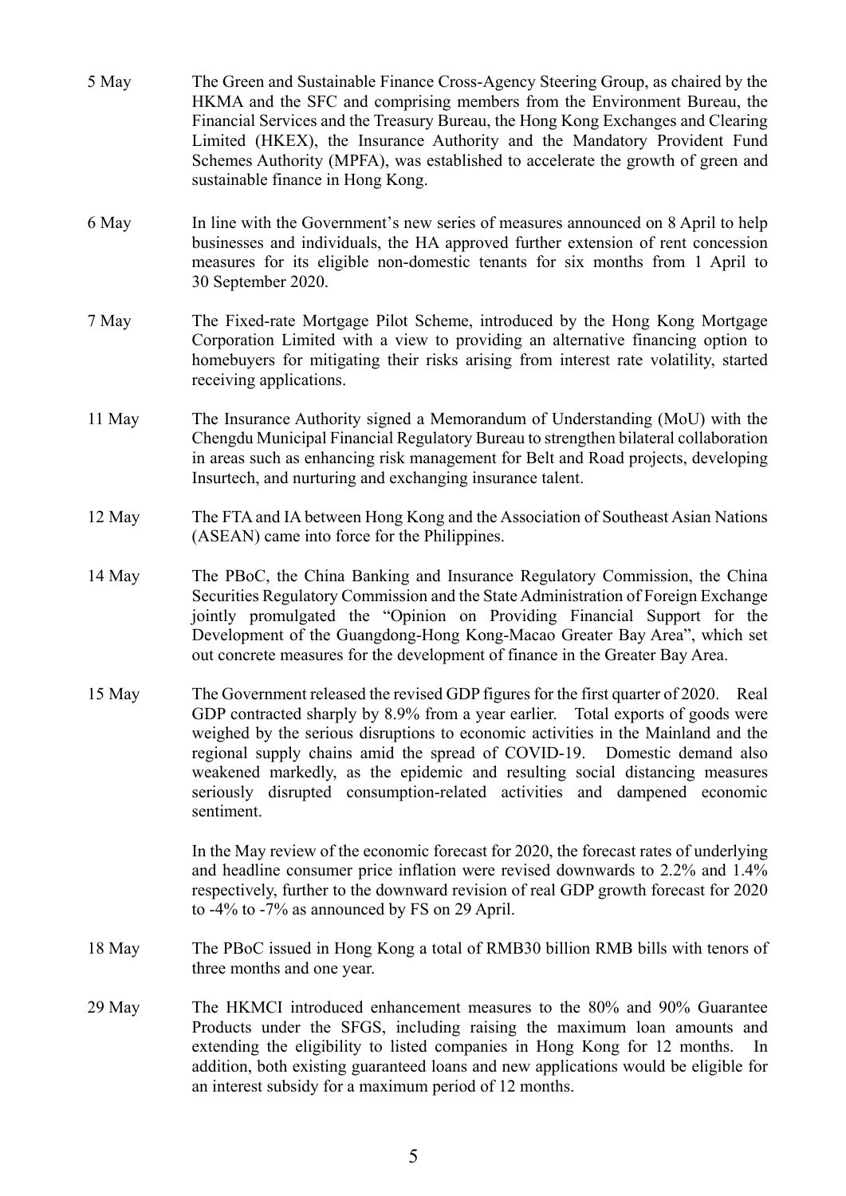5 May The Green and Sustainable Finance Cross-Agency Steering Group, as chaired by the HKMA and the SFC and comprising members from the Environment Bureau, the Financial Services and the Treasury Bureau, the Hong Kong Exchanges and Clearing Limited (HKEX), the Insurance Authority and the Mandatory Provident Fund Schemes Authority (MPFA), was established to accelerate the growth of green and sustainable finance in Hong Kong.

6 May In line with the Government's new series of measures announced on 8 April to help businesses and individuals, the HA approved further extension of rent concession measures for its eligible non-domestic tenants for six months from 1 April to 30 September 2020.

7 May The Fixed-rate Mortgage Pilot Scheme, introduced by the Hong Kong Mortgage Corporation Limited with a view to providing an alternative financing option to homebuyers for mitigating their risks arising from interest rate volatility, started receiving applications.

11 May The Insurance Authority signed a Memorandum of Understanding (MoU) with the Chengdu Municipal Financial Regulatory Bureau to strengthen bilateral collaboration in areas such as enhancing risk management for Belt and Road projects, developing Insurtech, and nurturing and exchanging insurance talent.

12 May The FTA and IA between Hong Kong and the Association of Southeast Asian Nations (ASEAN) came into force for the Philippines.

14 May The PBoC, the China Banking and Insurance Regulatory Commission, the China Securities Regulatory Commission and the State Administration of Foreign Exchange jointly promulgated the "Opinion on Providing Financial Support for the Development of the Guangdong-Hong Kong-Macao Greater Bay Area", which set out concrete measures for the development of finance in the Greater Bay Area.

15 May The Government released the revised GDP figures for the first quarter of 2020. Real GDP contracted sharply by 8.9% from a year earlier. Total exports of goods were weighed by the serious disruptions to economic activities in the Mainland and the regional supply chains amid the spread of COVID-19. Domestic demand also weakened markedly, as the epidemic and resulting social distancing measures seriously disrupted consumption-related activities and dampened economic sentiment.

In the May review of the economic forecast for 2020, the forecast rates of underlying and headline consumer price inflation were revised downwards to 2.2% and 1.4% respectively, further to the downward revision of real GDP growth forecast for 2020 to -4% to -7% as announced by FS on 29 April.

18 May The PBoC issued in Hong Kong a total of RMB30 billion RMB bills with tenors of three months and one year.

29 May The HKMCI introduced enhancement measures to the 80% and 90% Guarantee Products under the SFGS, including raising the maximum loan amounts and extending the eligibility to listed companies in Hong Kong for 12 months. In addition, both existing guaranteed loans and new applications would be eligible for an interest subsidy for a maximum period of 12 months.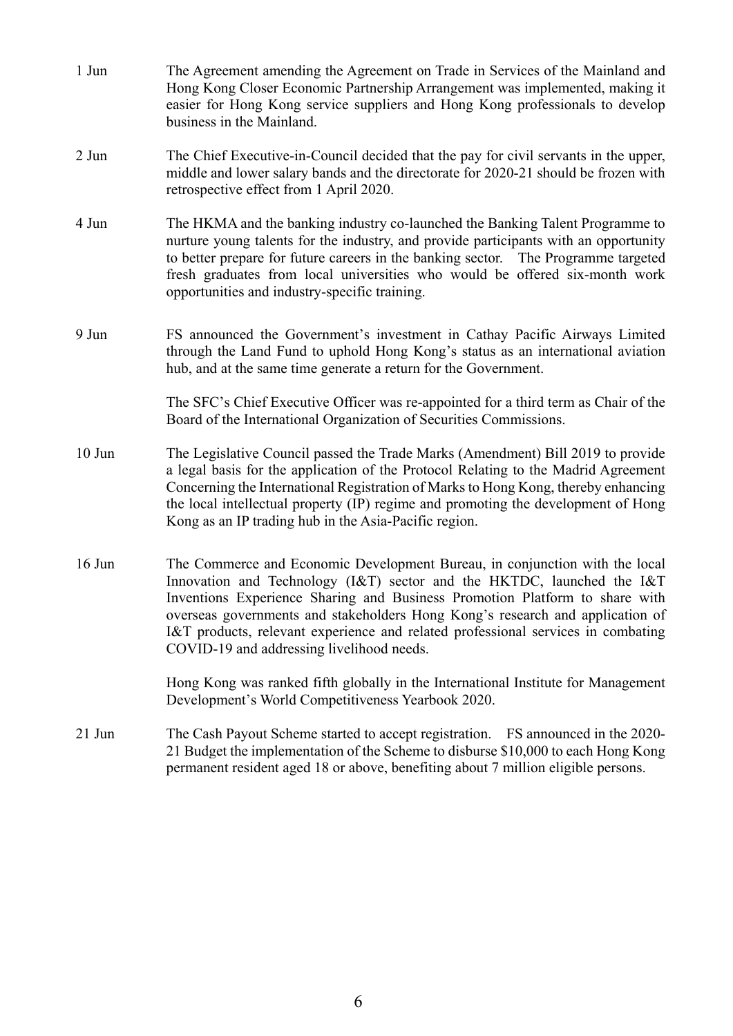| | |
|---|---|
| 1 Jun | The Agreement amending the Agreement on Trade in Services of the Mainland and Hong Kong Closer Economic Partnership Arrangement was implemented, making it easier for Hong Kong service suppliers and Hong Kong professionals to develop business in the Mainland. |
| 2 Jun | The Chief Executive-in-Council decided that the pay for civil servants in the upper, middle and lower salary bands and the directorate for 2020-21 should be frozen with retrospective effect from 1 April 2020. |
| 4 Jun | The HKMA and the banking industry co-launched the Banking Talent Programme to nurture young talents for the industry, and provide participants with an opportunity to better prepare for future careers in the banking sector. The Programme targeted fresh graduates from local universities who would be offered six-month work opportunities and industry-specific training. |
| 9 Jun | FS announced the Government's investment in Cathay Pacific Airways Limited through the Land Fund to uphold Hong Kong's status as an international aviation hub, and at the same time generate a return for the Government. |
| | The SFC's Chief Executive Officer was re-appointed for a third term as Chair of the Board of the International Organization of Securities Commissions. |
| 10 Jun | The Legislative Council passed the Trade Marks (Amendment) Bill 2019 to provide a legal basis for the application of the Protocol Relating to the Madrid Agreement Concerning the International Registration of Marks to Hong Kong, thereby enhancing the local intellectual property (IP) regime and promoting the development of Hong Kong as an IP trading hub in the Asia-Pacific region. |
| 16 Jun | The Commerce and Economic Development Bureau, in conjunction with the local Innovation and Technology (I&T) sector and the HKTDC, launched the I&T Inventions Experience Sharing and Business Promotion Platform to share with overseas governments and stakeholders Hong Kong's research and application of I&T products, relevant experience and related professional services in combating COVID-19 and addressing livelihood needs. |
| | Hong Kong was ranked fifth globally in the International Institute for Management Development's World Competitiveness Yearbook 2020. |
| 21 Jun | The Cash Payout Scheme started to accept registration. FS announced in the 2020-21 Budget the implementation of the Scheme to disburse $10,000 to each Hong Kong permanent resident aged 18 or above, benefiting about 7 million eligible persons. |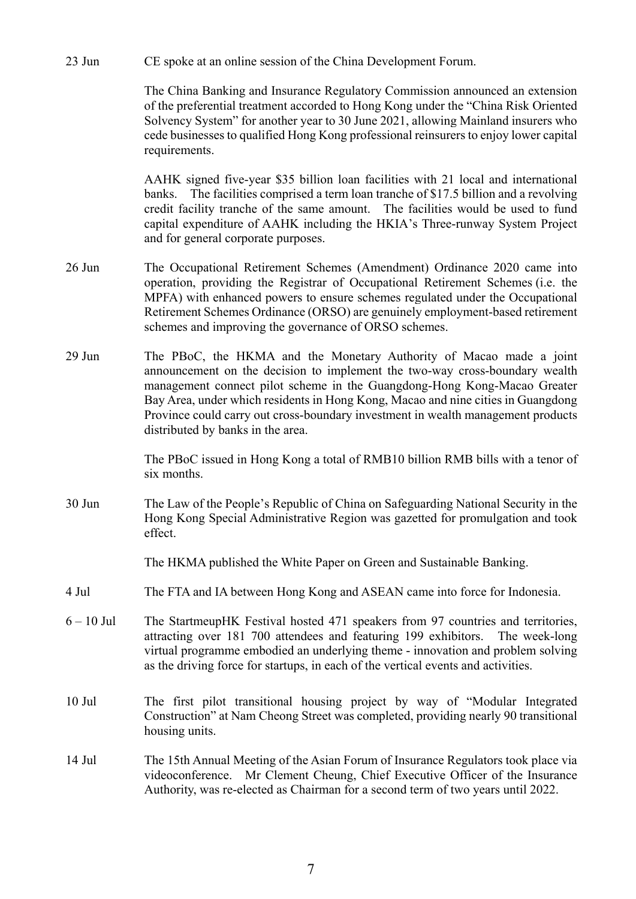| | |
|---|---|
| 23 Jun | CE spoke at an online session of the China Development Forum. |
| | The China Banking and Insurance Regulatory Commission announced an extension of the preferential treatment accorded to Hong Kong under the "China Risk Oriented Solvency System" for another year to 30 June 2021, allowing Mainland insurers who cede businesses to qualified Hong Kong professional reinsurers to enjoy lower capital requirements. |
| | AAHK signed five-year $35 billion loan facilities with 21 local and international banks. The facilities comprised a term loan tranche of $17.5 billion and a revolving credit facility tranche of the same amount. The facilities would be used to fund capital expenditure of AAHK including the HKIA's Three-runway System Project and for general corporate purposes. |
| 26 Jun | The Occupational Retirement Schemes (Amendment) Ordinance 2020 came into operation, providing the Registrar of Occupational Retirement Schemes (i.e. the MPFA) with enhanced powers to ensure schemes regulated under the Occupational Retirement Schemes Ordinance (ORSO) are genuinely employment-based retirement schemes and improving the governance of ORSO schemes. |
| 29 Jun | The PBoC, the HKMA and the Monetary Authority of Macao made a joint announcement on the decision to implement the two-way cross-boundary wealth management connect pilot scheme in the Guangdong-Hong Kong-Macao Greater Bay Area, under which residents in Hong Kong, Macao and nine cities in Guangdong Province could carry out cross-boundary investment in wealth management products distributed by banks in the area. |
| | The PBoC issued in Hong Kong a total of RMB10 billion RMB bills with a tenor of six months. |
| 30 Jun | The Law of the People's Republic of China on Safeguarding National Security in the Hong Kong Special Administrative Region was gazetted for promulgation and took effect. |
| | The HKMA published the White Paper on Green and Sustainable Banking. |
| 4 Jul | The FTA and IA between Hong Kong and ASEAN came into force for Indonesia. |
| 6 – 10 Jul | The StartmeupHK Festival hosted 471 speakers from 97 countries and territories, attracting over 181 700 attendees and featuring 199 exhibitors. The week-long virtual programme embodied an underlying theme - innovation and problem solving as the driving force for startups, in each of the vertical events and activities. |
| 10 Jul | The first pilot transitional housing project by way of "Modular Integrated Construction" at Nam Cheong Street was completed, providing nearly 90 transitional housing units. |
| 14 Jul | The 15th Annual Meeting of the Asian Forum of Insurance Regulators took place via videoconference. Mr Clement Cheung, Chief Executive Officer of the Insurance Authority, was re-elected as Chairman for a second term of two years until 2022. |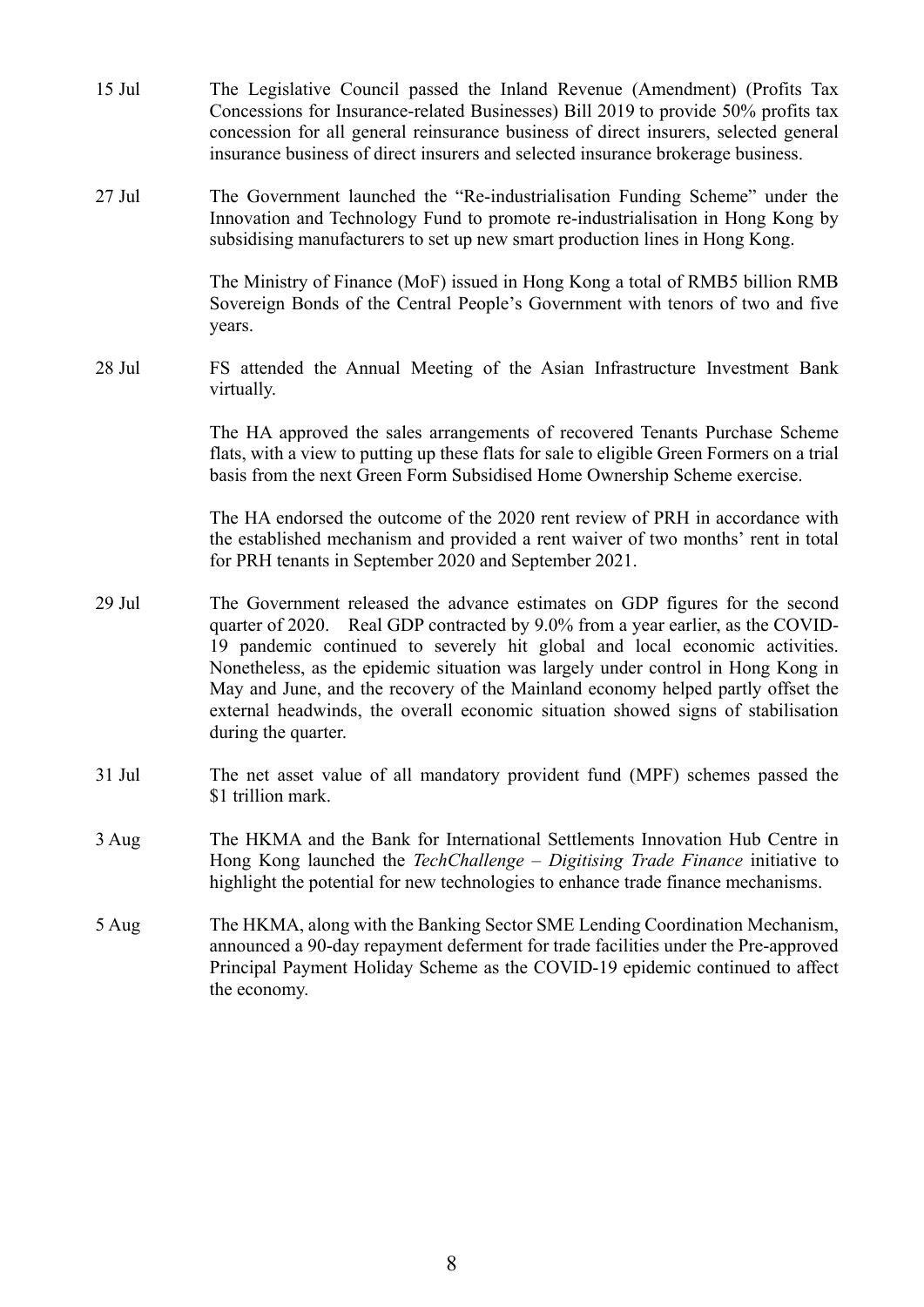| | |
|---|---|
| 15 Jul | The Legislative Council passed the Inland Revenue (Amendment) (Profits Tax Concessions for Insurance-related Businesses) Bill 2019 to provide 50% profits tax concession for all general reinsurance business of direct insurers, selected general insurance business of direct insurers and selected insurance brokerage business. |
| 27 Jul | The Government launched the "Re-industrialisation Funding Scheme" under the Innovation and Technology Fund to promote re-industrialisation in Hong Kong by subsidising manufacturers to set up new smart production lines in Hong Kong. |
| | The Ministry of Finance (MoF) issued in Hong Kong a total of RMB5 billion RMB Sovereign Bonds of the Central People's Government with tenors of two and five years. |
| 28 Jul | FS attended the Annual Meeting of the Asian Infrastructure Investment Bank virtually. |
| | The HA approved the sales arrangements of recovered Tenants Purchase Scheme flats, with a view to putting up these flats for sale to eligible Green Formers on a trial basis from the next Green Form Subsidised Home Ownership Scheme exercise. |
| | The HA endorsed the outcome of the 2020 rent review of PRH in accordance with the established mechanism and provided a rent waiver of two months' rent in total for PRH tenants in September 2020 and September 2021. |
| 29 Jul | The Government released the advance estimates on GDP figures for the second quarter of 2020. Real GDP contracted by 9.0% from a year earlier, as the COVID-19 pandemic continued to severely hit global and local economic activities. Nonetheless, as the epidemic situation was largely under control in Hong Kong in May and June, and the recovery of the Mainland economy helped partly offset the external headwinds, the overall economic situation showed signs of stabilisation during the quarter. |
| 31 Jul | The net asset value of all mandatory provident fund (MPF) schemes passed the $1 trillion mark. |
| 3 Aug | The HKMA and the Bank for International Settlements Innovation Hub Centre in Hong Kong launched the *TechChallenge – Digitising Trade Finance* initiative to highlight the potential for new technologies to enhance trade finance mechanisms. |
| 5 Aug | The HKMA, along with the Banking Sector SME Lending Coordination Mechanism, announced a 90-day repayment deferment for trade facilities under the Pre-approved Principal Payment Holiday Scheme as the COVID-19 epidemic continued to affect the economy. |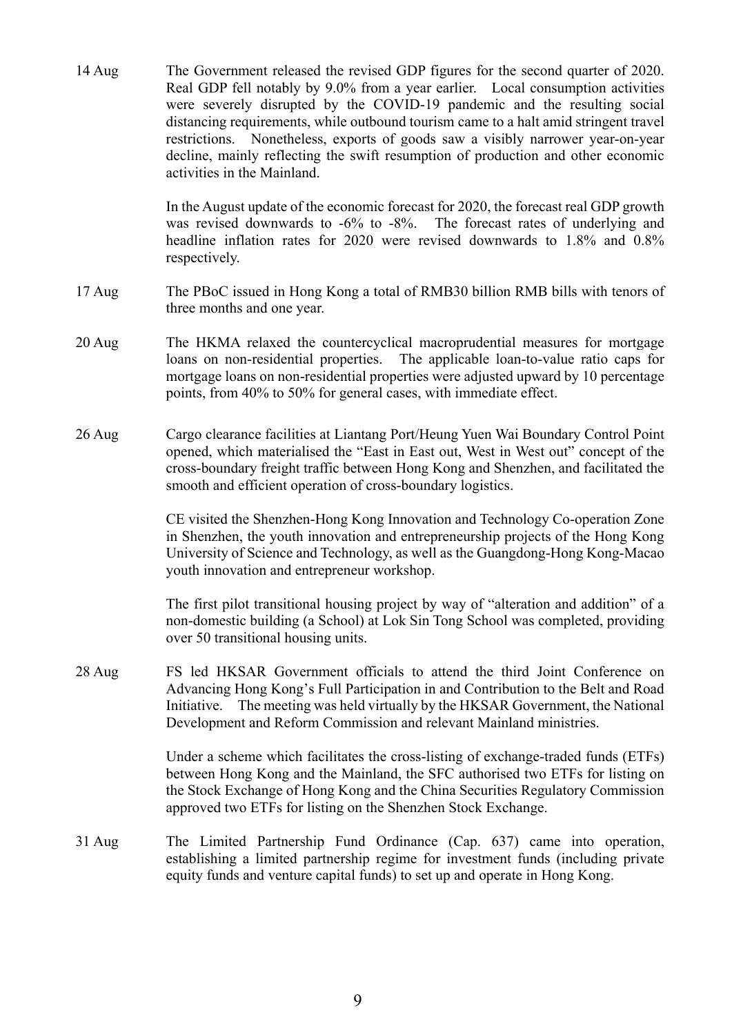14 Aug The Government released the revised GDP figures for the second quarter of 2020. Real GDP fell notably by 9.0% from a year earlier. Local consumption activities were severely disrupted by the COVID-19 pandemic and the resulting social distancing requirements, while outbound tourism came to a halt amid stringent travel restrictions. Nonetheless, exports of goods saw a visibly narrower year-on-year decline, mainly reflecting the swift resumption of production and other economic activities in the Mainland.

In the August update of the economic forecast for 2020, the forecast real GDP growth was revised downwards to -6% to -8%. The forecast rates of underlying and headline inflation rates for 2020 were revised downwards to 1.8% and 0.8% respectively.

17 Aug The PBoC issued in Hong Kong a total of RMB30 billion RMB bills with tenors of three months and one year.

20 Aug The HKMA relaxed the countercyclical macroprudential measures for mortgage loans on non-residential properties. The applicable loan-to-value ratio caps for mortgage loans on non-residential properties were adjusted upward by 10 percentage points, from 40% to 50% for general cases, with immediate effect.

26 Aug Cargo clearance facilities at Liantang Port/Heung Yuen Wai Boundary Control Point opened, which materialised the "East in East out, West in West out" concept of the cross-boundary freight traffic between Hong Kong and Shenzhen, and facilitated the smooth and efficient operation of cross-boundary logistics.

CE visited the Shenzhen-Hong Kong Innovation and Technology Co-operation Zone in Shenzhen, the youth innovation and entrepreneurship projects of the Hong Kong University of Science and Technology, as well as the Guangdong-Hong Kong-Macao youth innovation and entrepreneur workshop.

The first pilot transitional housing project by way of "alteration and addition" of a non-domestic building (a School) at Lok Sin Tong School was completed, providing over 50 transitional housing units.

28 Aug FS led HKSAR Government officials to attend the third Joint Conference on Advancing Hong Kong's Full Participation in and Contribution to the Belt and Road Initiative. The meeting was held virtually by the HKSAR Government, the National Development and Reform Commission and relevant Mainland ministries.

Under a scheme which facilitates the cross-listing of exchange-traded funds (ETFs) between Hong Kong and the Mainland, the SFC authorised two ETFs for listing on the Stock Exchange of Hong Kong and the China Securities Regulatory Commission approved two ETFs for listing on the Shenzhen Stock Exchange.

31 Aug The Limited Partnership Fund Ordinance (Cap. 637) came into operation, establishing a limited partnership regime for investment funds (including private equity funds and venture capital funds) to set up and operate in Hong Kong.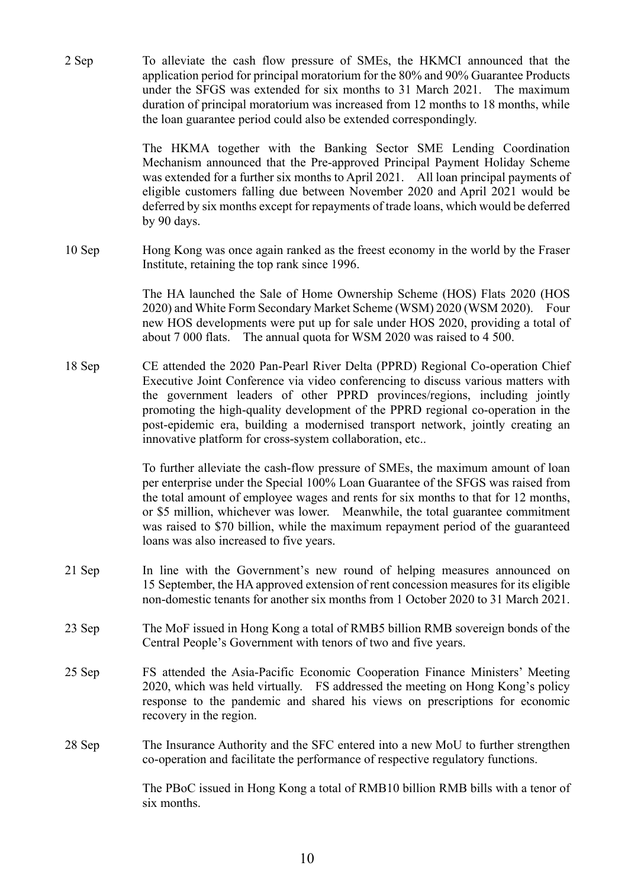2 Sep To alleviate the cash flow pressure of SMEs, the HKMCI announced that the application period for principal moratorium for the 80% and 90% Guarantee Products under the SFGS was extended for six months to 31 March 2021. The maximum duration of principal moratorium was increased from 12 months to 18 months, while the loan guarantee period could also be extended correspondingly.

The HKMA together with the Banking Sector SME Lending Coordination Mechanism announced that the Pre-approved Principal Payment Holiday Scheme was extended for a further six months to April 2021. All loan principal payments of eligible customers falling due between November 2020 and April 2021 would be deferred by six months except for repayments of trade loans, which would be deferred by 90 days.

10 Sep Hong Kong was once again ranked as the freest economy in the world by the Fraser Institute, retaining the top rank since 1996.

The HA launched the Sale of Home Ownership Scheme (HOS) Flats 2020 (HOS 2020) and White Form Secondary Market Scheme (WSM) 2020 (WSM 2020). Four new HOS developments were put up for sale under HOS 2020, providing a total of about 7 000 flats. The annual quota for WSM 2020 was raised to 4 500.

18 Sep CE attended the 2020 Pan-Pearl River Delta (PPRD) Regional Co-operation Chief Executive Joint Conference via video conferencing to discuss various matters with the government leaders of other PPRD provinces/regions, including jointly promoting the high-quality development of the PPRD regional co-operation in the post-epidemic era, building a modernised transport network, jointly creating an innovative platform for cross-system collaboration, etc..

To further alleviate the cash-flow pressure of SMEs, the maximum amount of loan per enterprise under the Special 100% Loan Guarantee of the SFGS was raised from the total amount of employee wages and rents for six months to that for 12 months, or $5 million, whichever was lower. Meanwhile, the total guarantee commitment was raised to $70 billion, while the maximum repayment period of the guaranteed loans was also increased to five years.

21 Sep In line with the Government's new round of helping measures announced on 15 September, the HA approved extension of rent concession measures for its eligible non-domestic tenants for another six months from 1 October 2020 to 31 March 2021.

23 Sep The MoF issued in Hong Kong a total of RMB5 billion RMB sovereign bonds of the Central People's Government with tenors of two and five years.

25 Sep FS attended the Asia-Pacific Economic Cooperation Finance Ministers' Meeting 2020, which was held virtually. FS addressed the meeting on Hong Kong's policy response to the pandemic and shared his views on prescriptions for economic recovery in the region.

28 Sep The Insurance Authority and the SFC entered into a new MoU to further strengthen co-operation and facilitate the performance of respective regulatory functions.

The PBoC issued in Hong Kong a total of RMB10 billion RMB bills with a tenor of six months.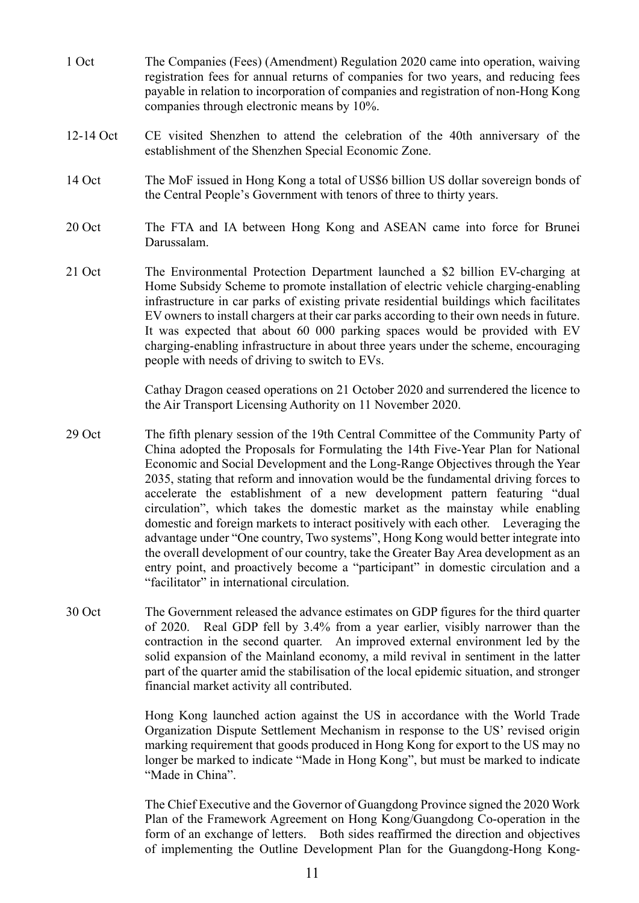| | |
|---|---|
| 1 Oct | The Companies (Fees) (Amendment) Regulation 2020 came into operation, waiving registration fees for annual returns of companies for two years, and reducing fees payable in relation to incorporation of companies and registration of non-Hong Kong companies through electronic means by 10%. |
| 12-14 Oct | CE visited Shenzhen to attend the celebration of the 40th anniversary of the establishment of the Shenzhen Special Economic Zone. |
| 14 Oct | The MoF issued in Hong Kong a total of US$6 billion US dollar sovereign bonds of the Central People's Government with tenors of three to thirty years. |
| 20 Oct | The FTA and IA between Hong Kong and ASEAN came into force for Brunei Darussalam. |
| 21 Oct | The Environmental Protection Department launched a $2 billion EV-charging at Home Subsidy Scheme to promote installation of electric vehicle charging-enabling infrastructure in car parks of existing private residential buildings which facilitates EV owners to install chargers at their car parks according to their own needs in future. It was expected that about 60 000 parking spaces would be provided with EV charging-enabling infrastructure in about three years under the scheme, encouraging people with needs of driving to switch to EVs.<br><br>Cathay Dragon ceased operations on 21 October 2020 and surrendered the licence to the Air Transport Licensing Authority on 11 November 2020. |
| 29 Oct | The fifth plenary session of the 19th Central Committee of the Community Party of China adopted the Proposals for Formulating the 14th Five-Year Plan for National Economic and Social Development and the Long-Range Objectives through the Year 2035, stating that reform and innovation would be the fundamental driving forces to accelerate the establishment of a new development pattern featuring "dual circulation", which takes the domestic market as the mainstay while enabling domestic and foreign markets to interact positively with each other. Leveraging the advantage under "One country, Two systems", Hong Kong would better integrate into the overall development of our country, take the Greater Bay Area development as an entry point, and proactively become a "participant" in domestic circulation and a "facilitator" in international circulation. |
| 30 Oct | The Government released the advance estimates on GDP figures for the third quarter of 2020. Real GDP fell by 3.4% from a year earlier, visibly narrower than the contraction in the second quarter. An improved external environment led by the solid expansion of the Mainland economy, a mild revival in sentiment in the latter part of the quarter amid the stabilisation of the local epidemic situation, and stronger financial market activity all contributed.<br><br>Hong Kong launched action against the US in accordance with the World Trade Organization Dispute Settlement Mechanism in response to the US' revised origin marking requirement that goods produced in Hong Kong for export to the US may no longer be marked to indicate "Made in Hong Kong", but must be marked to indicate "Made in China".<br><br>The Chief Executive and the Governor of Guangdong Province signed the 2020 Work Plan of the Framework Agreement on Hong Kong/Guangdong Co-operation in the form of an exchange of letters. Both sides reaffirmed the direction and objectives of implementing the Outline Development Plan for the Guangdong-Hong Kong- |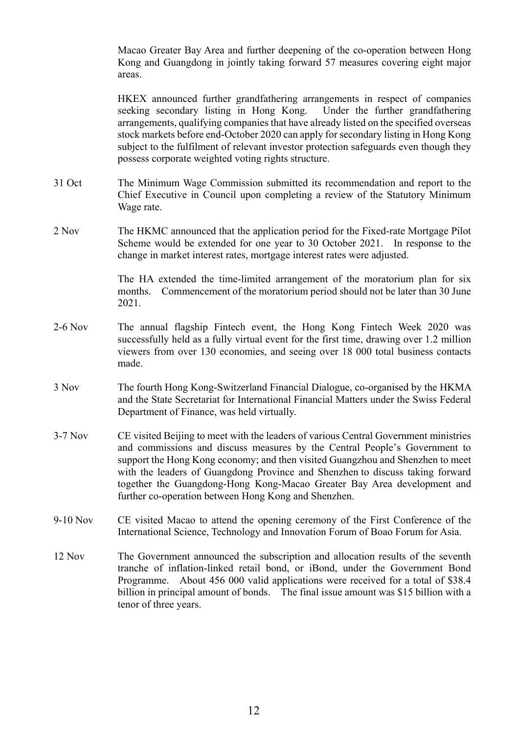Macao Greater Bay Area and further deepening of the co-operation between Hong Kong and Guangdong in jointly taking forward 57 measures covering eight major areas.

HKEX announced further grandfathering arrangements in respect of companies seeking secondary listing in Hong Kong. Under the further grandfathering arrangements, qualifying companies that have already listed on the specified overseas stock markets before end-October 2020 can apply for secondary listing in Hong Kong subject to the fulfilment of relevant investor protection safeguards even though they possess corporate weighted voting rights structure.

31 Oct — The Minimum Wage Commission submitted its recommendation and report to the Chief Executive in Council upon completing a review of the Statutory Minimum Wage rate.

2 Nov — The HKMC announced that the application period for the Fixed-rate Mortgage Pilot Scheme would be extended for one year to 30 October 2021. In response to the change in market interest rates, mortgage interest rates were adjusted.

The HA extended the time-limited arrangement of the moratorium plan for six months. Commencement of the moratorium period should not be later than 30 June 2021.

2-6 Nov — The annual flagship Fintech event, the Hong Kong Fintech Week 2020 was successfully held as a fully virtual event for the first time, drawing over 1.2 million viewers from over 130 economies, and seeing over 18 000 total business contacts made.

3 Nov — The fourth Hong Kong-Switzerland Financial Dialogue, co-organised by the HKMA and the State Secretariat for International Financial Matters under the Swiss Federal Department of Finance, was held virtually.

3-7 Nov — CE visited Beijing to meet with the leaders of various Central Government ministries and commissions and discuss measures by the Central People's Government to support the Hong Kong economy; and then visited Guangzhou and Shenzhen to meet with the leaders of Guangdong Province and Shenzhen to discuss taking forward together the Guangdong-Hong Kong-Macao Greater Bay Area development and further co-operation between Hong Kong and Shenzhen.

9-10 Nov — CE visited Macao to attend the opening ceremony of the First Conference of the International Science, Technology and Innovation Forum of Boao Forum for Asia.

12 Nov — The Government announced the subscription and allocation results of the seventh tranche of inflation-linked retail bond, or iBond, under the Government Bond Programme. About 456 000 valid applications were received for a total of $38.4 billion in principal amount of bonds. The final issue amount was $15 billion with a tenor of three years.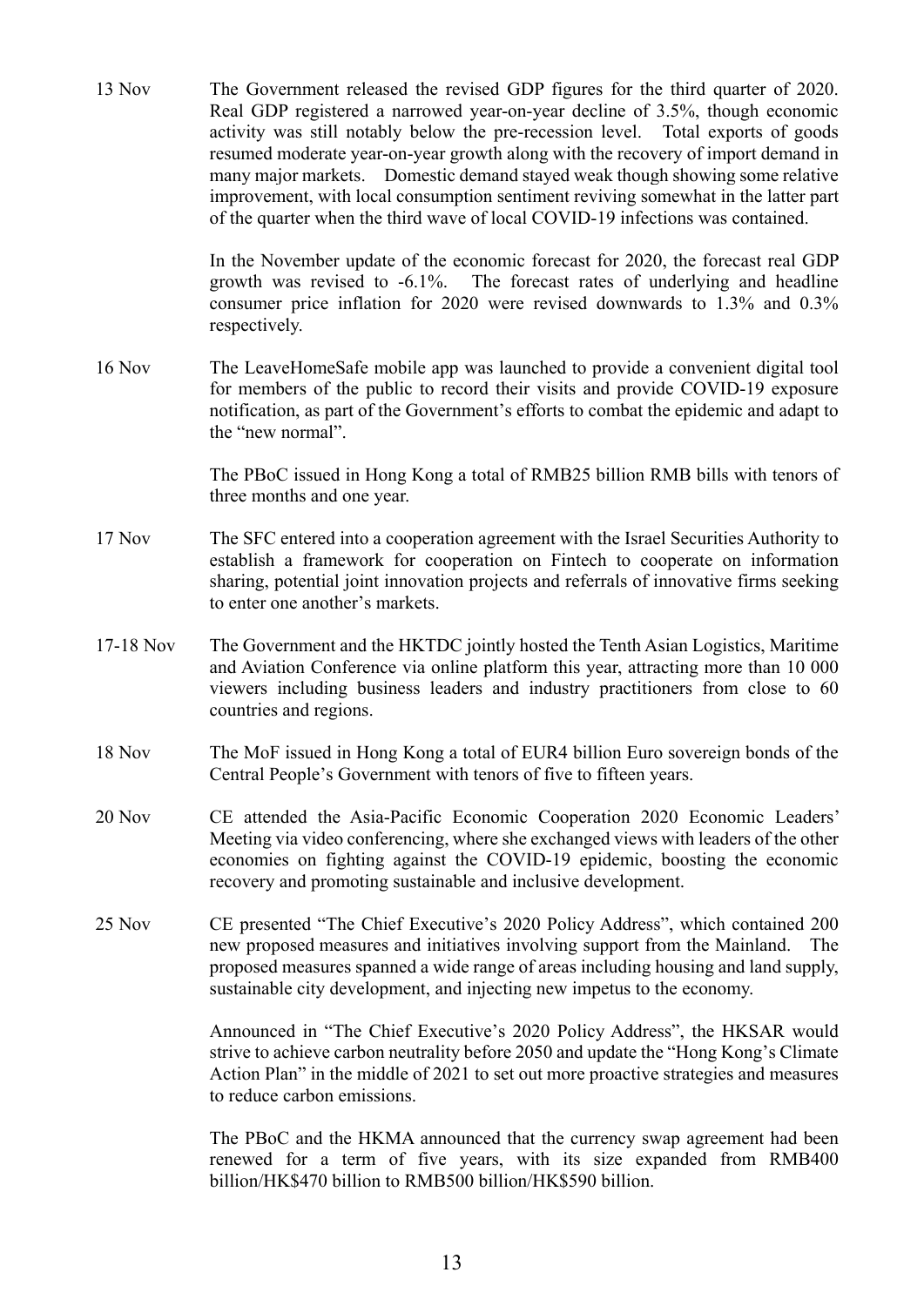13 Nov The Government released the revised GDP figures for the third quarter of 2020. Real GDP registered a narrowed year-on-year decline of 3.5%, though economic activity was still notably below the pre-recession level. Total exports of goods resumed moderate year-on-year growth along with the recovery of import demand in many major markets. Domestic demand stayed weak though showing some relative improvement, with local consumption sentiment reviving somewhat in the latter part of the quarter when the third wave of local COVID-19 infections was contained.

In the November update of the economic forecast for 2020, the forecast real GDP growth was revised to -6.1%. The forecast rates of underlying and headline consumer price inflation for 2020 were revised downwards to 1.3% and 0.3% respectively.

16 Nov The LeaveHomeSafe mobile app was launched to provide a convenient digital tool for members of the public to record their visits and provide COVID-19 exposure notification, as part of the Government's efforts to combat the epidemic and adapt to the "new normal".

The PBoC issued in Hong Kong a total of RMB25 billion RMB bills with tenors of three months and one year.

17 Nov The SFC entered into a cooperation agreement with the Israel Securities Authority to establish a framework for cooperation on Fintech to cooperate on information sharing, potential joint innovation projects and referrals of innovative firms seeking to enter one another's markets.

17-18 Nov The Government and the HKTDC jointly hosted the Tenth Asian Logistics, Maritime and Aviation Conference via online platform this year, attracting more than 10 000 viewers including business leaders and industry practitioners from close to 60 countries and regions.

18 Nov The MoF issued in Hong Kong a total of EUR4 billion Euro sovereign bonds of the Central People's Government with tenors of five to fifteen years.

20 Nov CE attended the Asia-Pacific Economic Cooperation 2020 Economic Leaders' Meeting via video conferencing, where she exchanged views with leaders of the other economies on fighting against the COVID-19 epidemic, boosting the economic recovery and promoting sustainable and inclusive development.

25 Nov CE presented "The Chief Executive's 2020 Policy Address", which contained 200 new proposed measures and initiatives involving support from the Mainland. The proposed measures spanned a wide range of areas including housing and land supply, sustainable city development, and injecting new impetus to the economy.

Announced in "The Chief Executive's 2020 Policy Address", the HKSAR would strive to achieve carbon neutrality before 2050 and update the "Hong Kong's Climate Action Plan" in the middle of 2021 to set out more proactive strategies and measures to reduce carbon emissions.

The PBoC and the HKMA announced that the currency swap agreement had been renewed for a term of five years, with its size expanded from RMB400 billion/HK$470 billion to RMB500 billion/HK$590 billion.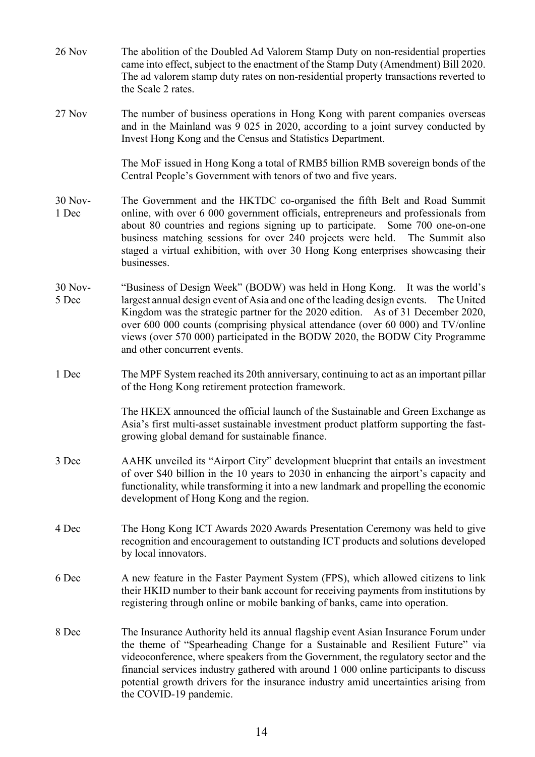| | |
|---|---|
| 26 Nov | The abolition of the Doubled Ad Valorem Stamp Duty on non-residential properties came into effect, subject to the enactment of the Stamp Duty (Amendment) Bill 2020. The ad valorem stamp duty rates on non-residential property transactions reverted to the Scale 2 rates. |
| 27 Nov | The number of business operations in Hong Kong with parent companies overseas and in the Mainland was 9 025 in 2020, according to a joint survey conducted by Invest Hong Kong and the Census and Statistics Department. |
| | The MoF issued in Hong Kong a total of RMB5 billion RMB sovereign bonds of the Central People's Government with tenors of two and five years. |
| 30 Nov-1 Dec | The Government and the HKTDC co-organised the fifth Belt and Road Summit online, with over 6 000 government officials, entrepreneurs and professionals from about 80 countries and regions signing up to participate. Some 700 one-on-one business matching sessions for over 240 projects were held. The Summit also staged a virtual exhibition, with over 30 Hong Kong enterprises showcasing their businesses. |
| 30 Nov-5 Dec | "Business of Design Week" (BODW) was held in Hong Kong. It was the world's largest annual design event of Asia and one of the leading design events. The United Kingdom was the strategic partner for the 2020 edition. As of 31 December 2020, over 600 000 counts (comprising physical attendance (over 60 000) and TV/online views (over 570 000) participated in the BODW 2020, the BODW City Programme and other concurrent events. |
| 1 Dec | The MPF System reached its 20th anniversary, continuing to act as an important pillar of the Hong Kong retirement protection framework. |
| | The HKEX announced the official launch of the Sustainable and Green Exchange as Asia's first multi-asset sustainable investment product platform supporting the fast-growing global demand for sustainable finance. |
| 3 Dec | AAHK unveiled its "Airport City" development blueprint that entails an investment of over $40 billion in the 10 years to 2030 in enhancing the airport's capacity and functionality, while transforming it into a new landmark and propelling the economic development of Hong Kong and the region. |
| 4 Dec | The Hong Kong ICT Awards 2020 Awards Presentation Ceremony was held to give recognition and encouragement to outstanding ICT products and solutions developed by local innovators. |
| 6 Dec | A new feature in the Faster Payment System (FPS), which allowed citizens to link their HKID number to their bank account for receiving payments from institutions by registering through online or mobile banking of banks, came into operation. |
| 8 Dec | The Insurance Authority held its annual flagship event Asian Insurance Forum under the theme of "Spearheading Change for a Sustainable and Resilient Future" via videoconference, where speakers from the Government, the regulatory sector and the financial services industry gathered with around 1 000 online participants to discuss potential growth drivers for the insurance industry amid uncertainties arising from the COVID-19 pandemic. |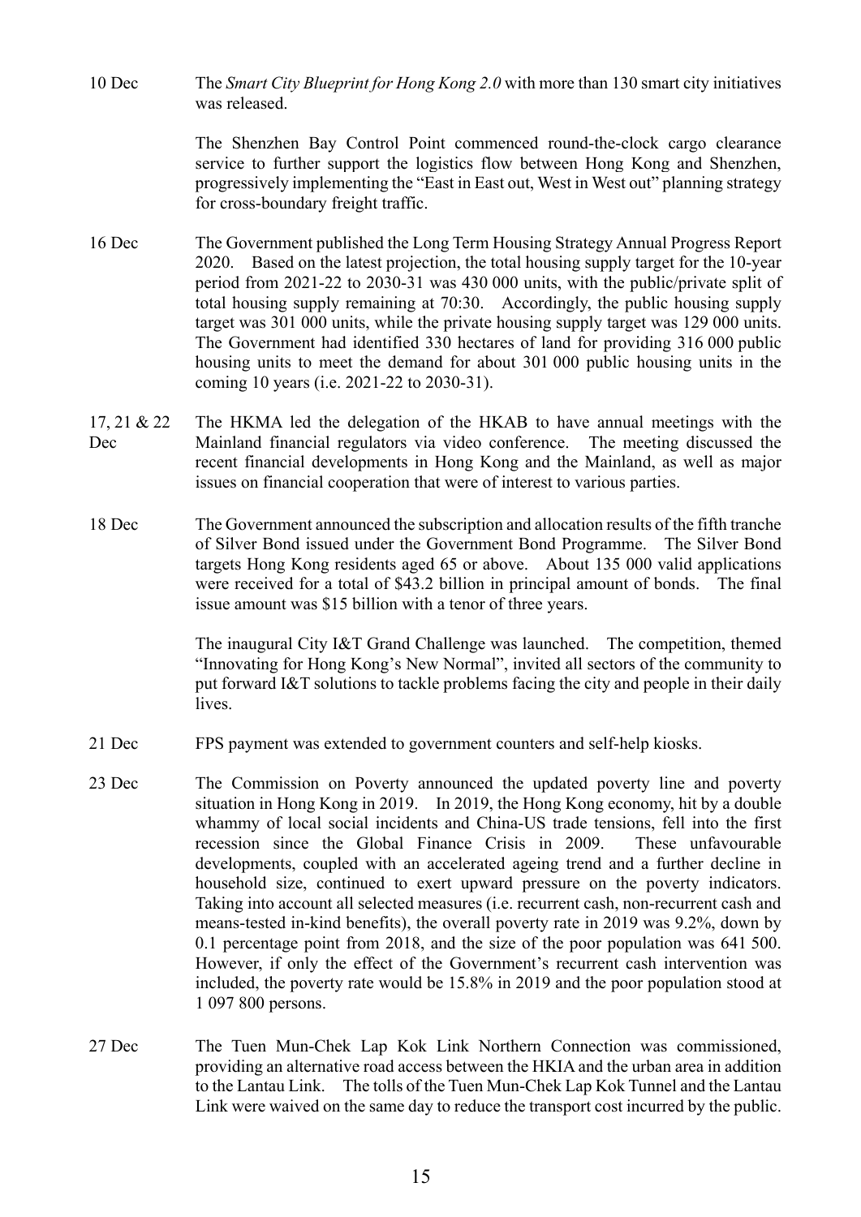10 Dec The *Smart City Blueprint for Hong Kong 2.0* with more than 130 smart city initiatives was released.

The Shenzhen Bay Control Point commenced round-the-clock cargo clearance service to further support the logistics flow between Hong Kong and Shenzhen, progressively implementing the "East in East out, West in West out" planning strategy for cross-boundary freight traffic.

16 Dec The Government published the Long Term Housing Strategy Annual Progress Report 2020. Based on the latest projection, the total housing supply target for the 10-year period from 2021-22 to 2030-31 was 430 000 units, with the public/private split of total housing supply remaining at 70:30. Accordingly, the public housing supply target was 301 000 units, while the private housing supply target was 129 000 units. The Government had identified 330 hectares of land for providing 316 000 public housing units to meet the demand for about 301 000 public housing units in the coming 10 years (i.e. 2021-22 to 2030-31).

17, 21 & 22 Dec The HKMA led the delegation of the HKAB to have annual meetings with the Mainland financial regulators via video conference. The meeting discussed the recent financial developments in Hong Kong and the Mainland, as well as major issues on financial cooperation that were of interest to various parties.

18 Dec The Government announced the subscription and allocation results of the fifth tranche of Silver Bond issued under the Government Bond Programme. The Silver Bond targets Hong Kong residents aged 65 or above. About 135 000 valid applications were received for a total of $43.2 billion in principal amount of bonds. The final issue amount was $15 billion with a tenor of three years.

The inaugural City I&T Grand Challenge was launched. The competition, themed "Innovating for Hong Kong's New Normal", invited all sectors of the community to put forward I&T solutions to tackle problems facing the city and people in their daily lives.

21 Dec FPS payment was extended to government counters and self-help kiosks.

23 Dec The Commission on Poverty announced the updated poverty line and poverty situation in Hong Kong in 2019. In 2019, the Hong Kong economy, hit by a double whammy of local social incidents and China-US trade tensions, fell into the first recession since the Global Finance Crisis in 2009. These unfavourable developments, coupled with an accelerated ageing trend and a further decline in household size, continued to exert upward pressure on the poverty indicators. Taking into account all selected measures (i.e. recurrent cash, non-recurrent cash and means-tested in-kind benefits), the overall poverty rate in 2019 was 9.2%, down by 0.1 percentage point from 2018, and the size of the poor population was 641 500. However, if only the effect of the Government's recurrent cash intervention was included, the poverty rate would be 15.8% in 2019 and the poor population stood at 1 097 800 persons.

27 Dec The Tuen Mun-Chek Lap Kok Link Northern Connection was commissioned, providing an alternative road access between the HKIA and the urban area in addition to the Lantau Link. The tolls of the Tuen Mun-Chek Lap Kok Tunnel and the Lantau Link were waived on the same day to reduce the transport cost incurred by the public.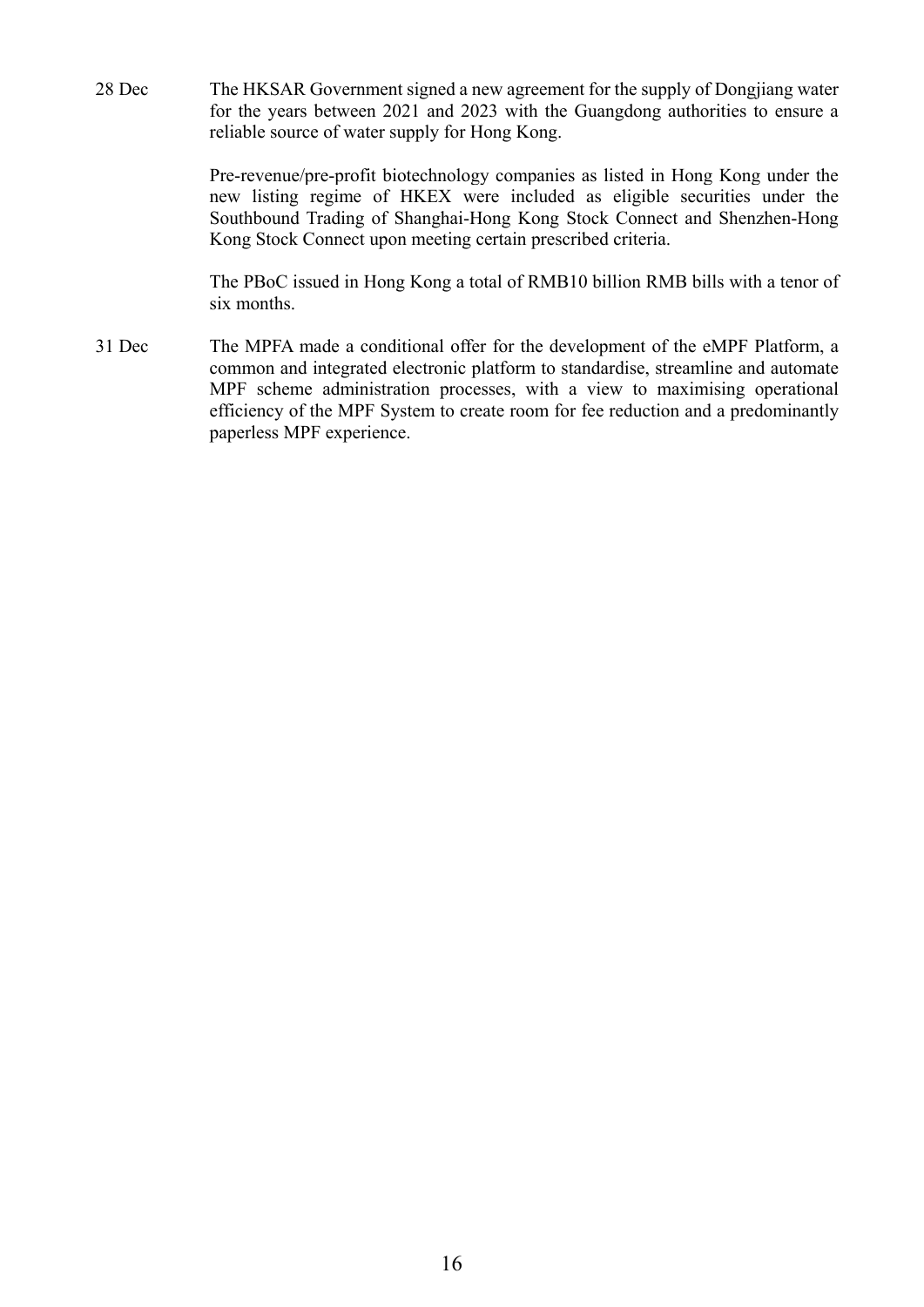28 Dec The HKSAR Government signed a new agreement for the supply of Dongjiang water for the years between 2021 and 2023 with the Guangdong authorities to ensure a reliable source of water supply for Hong Kong.

Pre-revenue/pre-profit biotechnology companies as listed in Hong Kong under the new listing regime of HKEX were included as eligible securities under the Southbound Trading of Shanghai-Hong Kong Stock Connect and Shenzhen-Hong Kong Stock Connect upon meeting certain prescribed criteria.

The PBoC issued in Hong Kong a total of RMB10 billion RMB bills with a tenor of six months.

31 Dec The MPFA made a conditional offer for the development of the eMPF Platform, a common and integrated electronic platform to standardise, streamline and automate MPF scheme administration processes, with a view to maximising operational efficiency of the MPF System to create room for fee reduction and a predominantly paperless MPF experience.